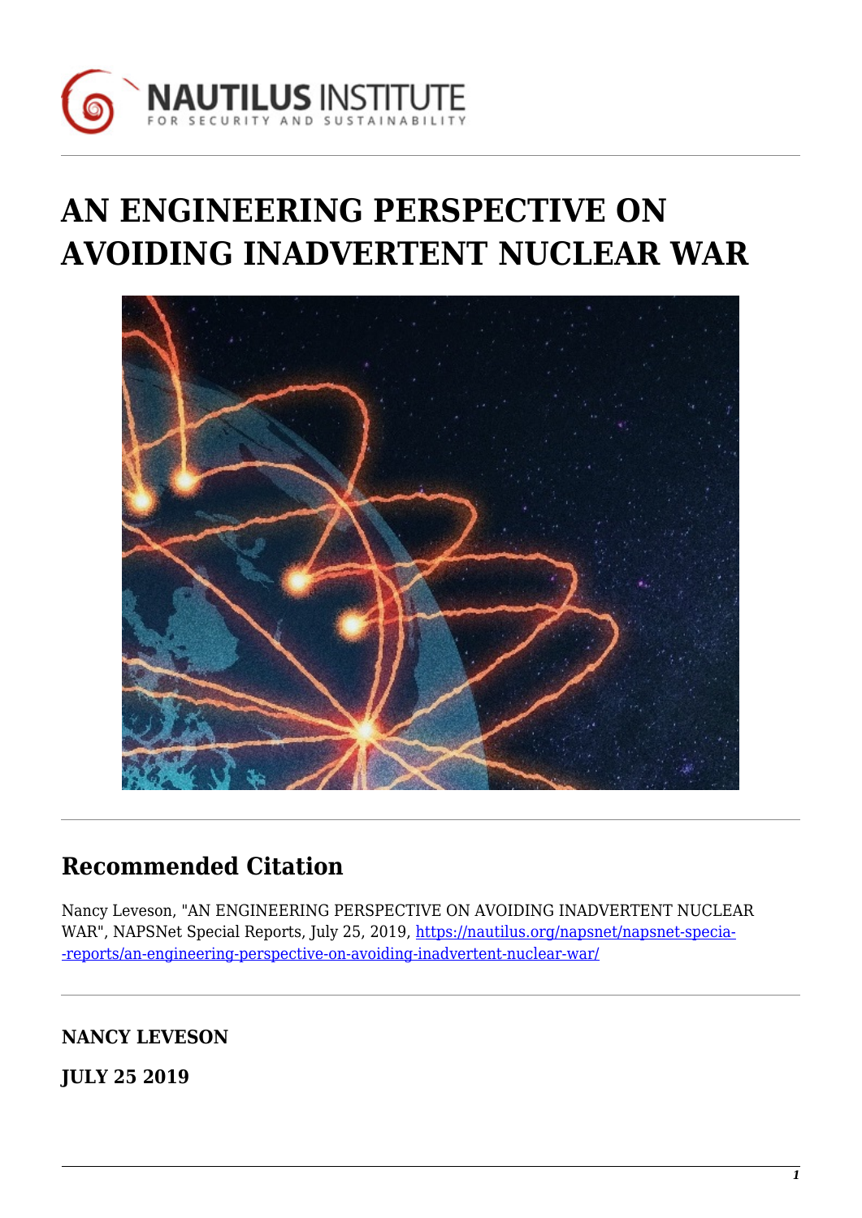# AN ENGINEERING PERSPECTIVE ON AVOIDING INADVERTENT NUCLEAR WAR

## Recommended Citation

Nancy Leveson, "AN ENGINEERING PERSPECTIVE ON AVOIDING INADVERTENT NUCLEAR WAR", NAPSNet Special Reports, July 25, 2019, https://nautilus.org/napsnet/napsnet-special-reports/an-engineering-perspective-on-avoiding-inadvertent-nuclear-war/

**NANCY LEVESON**

**JULY 25 2019**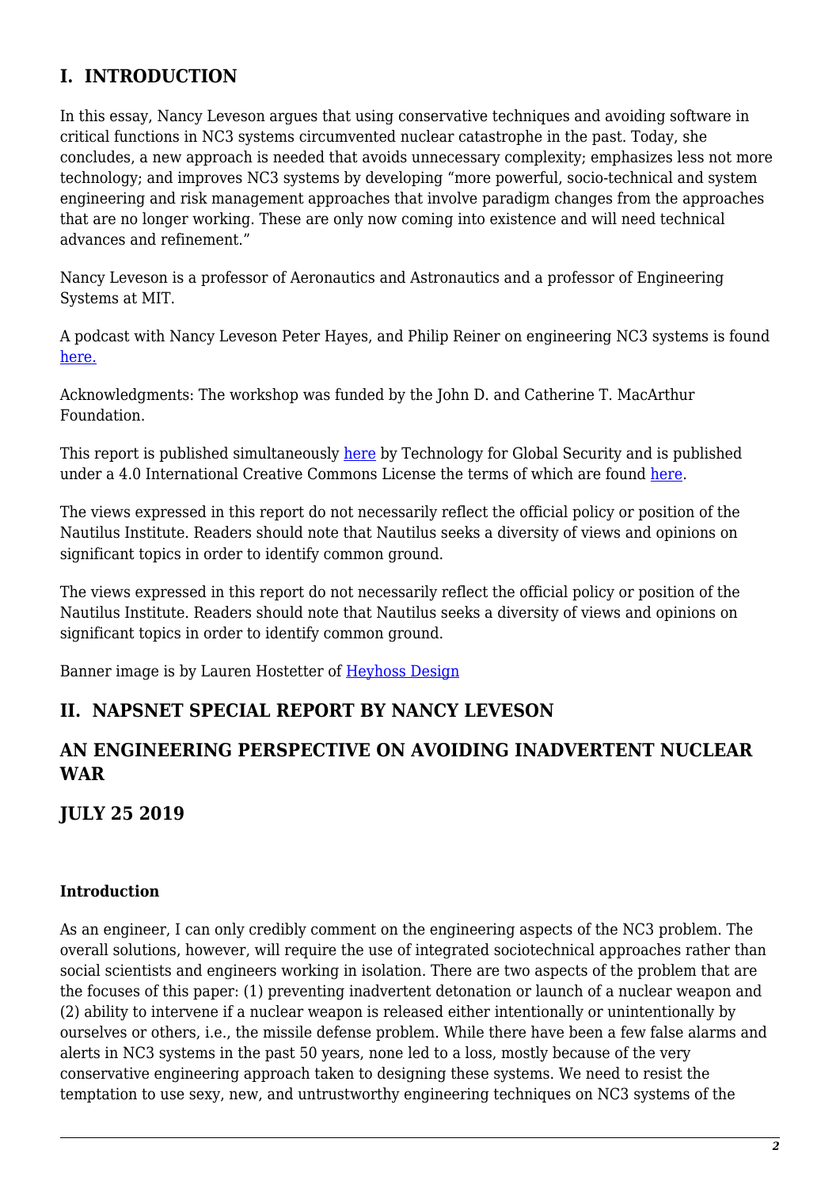## I. INTRODUCTION

In this essay, Nancy Leveson argues that using conservative techniques and avoiding software in critical functions in NC3 systems circumvented nuclear catastrophe in the past. Today, she concludes, a new approach is needed that avoids unnecessary complexity; emphasizes less not more technology; and improves NC3 systems by developing "more powerful, socio-technical and system engineering and risk management approaches that involve paradigm changes from the approaches that are no longer working. These are only now coming into existence and will need technical advances and refinement."

Nancy Leveson is a professor of Aeronautics and Astronautics and a professor of Engineering Systems at MIT.

A podcast with Nancy Leveson Peter Hayes, and Philip Reiner on engineering NC3 systems is found here.

Acknowledgments: The workshop was funded by the John D. and Catherine T. MacArthur Foundation.

This report is published simultaneously here by Technology for Global Security and is published under a 4.0 International Creative Commons License the terms of which are found here.

The views expressed in this report do not necessarily reflect the official policy or position of the Nautilus Institute. Readers should note that Nautilus seeks a diversity of views and opinions on significant topics in order to identify common ground.

The views expressed in this report do not necessarily reflect the official policy or position of the Nautilus Institute. Readers should note that Nautilus seeks a diversity of views and opinions on significant topics in order to identify common ground.

Banner image is by Lauren Hostetter of Heyhoss Design

## II. NAPSNET SPECIAL REPORT BY NANCY LEVESON

## AN ENGINEERING PERSPECTIVE ON AVOIDING INADVERTENT NUCLEAR WAR

## JULY 25 2019

#### Introduction

As an engineer, I can only credibly comment on the engineering aspects of the NC3 problem. The overall solutions, however, will require the use of integrated sociotechnical approaches rather than social scientists and engineers working in isolation. There are two aspects of the problem that are the focuses of this paper: (1) preventing inadvertent detonation or launch of a nuclear weapon and (2) ability to intervene if a nuclear weapon is released either intentionally or unintentionally by ourselves or others, i.e., the missile defense problem. While there have been a few false alarms and alerts in NC3 systems in the past 50 years, none led to a loss, mostly because of the very conservative engineering approach taken to designing these systems. We need to resist the temptation to use sexy, new, and untrustworthy engineering techniques on NC3 systems of the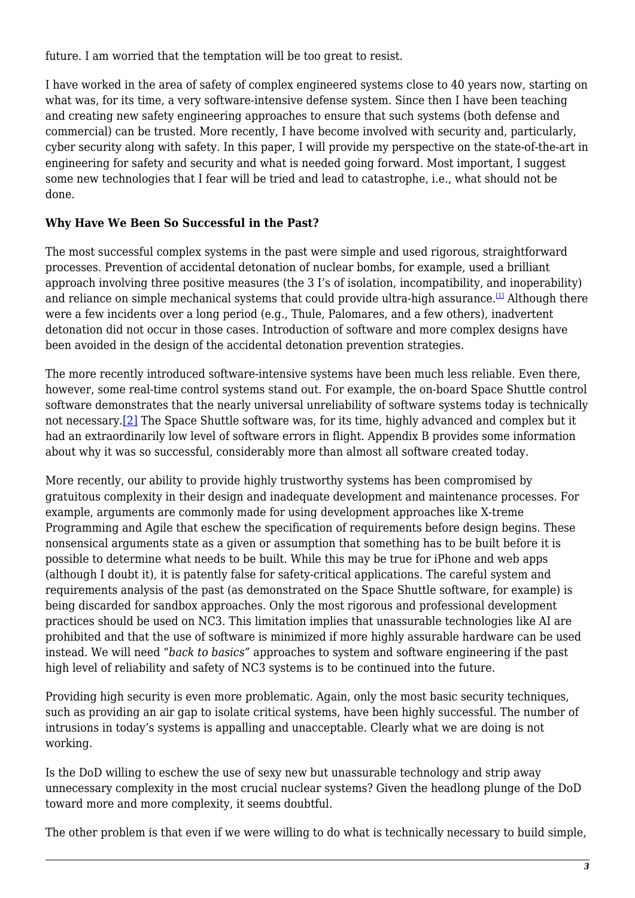future. I am worried that the temptation will be too great to resist.

I have worked in the area of safety of complex engineered systems close to 40 years now, starting on what was, for its time, a very software-intensive defense system. Since then I have been teaching and creating new safety engineering approaches to ensure that such systems (both defense and commercial) can be trusted. More recently, I have become involved with security and, particularly, cyber security along with safety. In this paper, I will provide my perspective on the state-of-the-art in engineering for safety and security and what is needed going forward. Most important, I suggest some new technologies that I fear will be tried and lead to catastrophe, i.e., what should not be done.

**Why Have We Been So Successful in the Past?**

The most successful complex systems in the past were simple and used rigorous, straightforward processes. Prevention of accidental detonation of nuclear bombs, for example, used a brilliant approach involving three positive measures (the 3 I's of isolation, incompatibility, and inoperability) and reliance on simple mechanical systems that could provide ultra-high assurance.[1] Although there were a few incidents over a long period (e.g., Thule, Palomares, and a few others), inadvertent detonation did not occur in those cases. Introduction of software and more complex designs have been avoided in the design of the accidental detonation prevention strategies.

The more recently introduced software-intensive systems have been much less reliable. Even there, however, some real-time control systems stand out. For example, the on-board Space Shuttle control software demonstrates that the nearly universal unreliability of software systems today is technically not necessary.[2] The Space Shuttle software was, for its time, highly advanced and complex but it had an extraordinarily low level of software errors in flight. Appendix B provides some information about why it was so successful, considerably more than almost all software created today.

More recently, our ability to provide highly trustworthy systems has been compromised by gratuitous complexity in their design and inadequate development and maintenance processes. For example, arguments are commonly made for using development approaches like X-treme Programming and Agile that eschew the specification of requirements before design begins. These nonsensical arguments state as a given or assumption that something has to be built before it is possible to determine what needs to be built. While this may be true for iPhone and web apps (although I doubt it), it is patently false for safety-critical applications. The careful system and requirements analysis of the past (as demonstrated on the Space Shuttle software, for example) is being discarded for sandbox approaches. Only the most rigorous and professional development practices should be used on NC3. This limitation implies that unassurable technologies like AI are prohibited and that the use of software is minimized if more highly assurable hardware can be used instead. We will need "*back to basics"* approaches to system and software engineering if the past high level of reliability and safety of NC3 systems is to be continued into the future.

Providing high security is even more problematic. Again, only the most basic security techniques, such as providing an air gap to isolate critical systems, have been highly successful. The number of intrusions in today's systems is appalling and unacceptable. Clearly what we are doing is not working.

Is the DoD willing to eschew the use of sexy new but unassurable technology and strip away unnecessary complexity in the most crucial nuclear systems? Given the headlong plunge of the DoD toward more and more complexity, it seems doubtful.

The other problem is that even if we were willing to do what is technically necessary to build simple,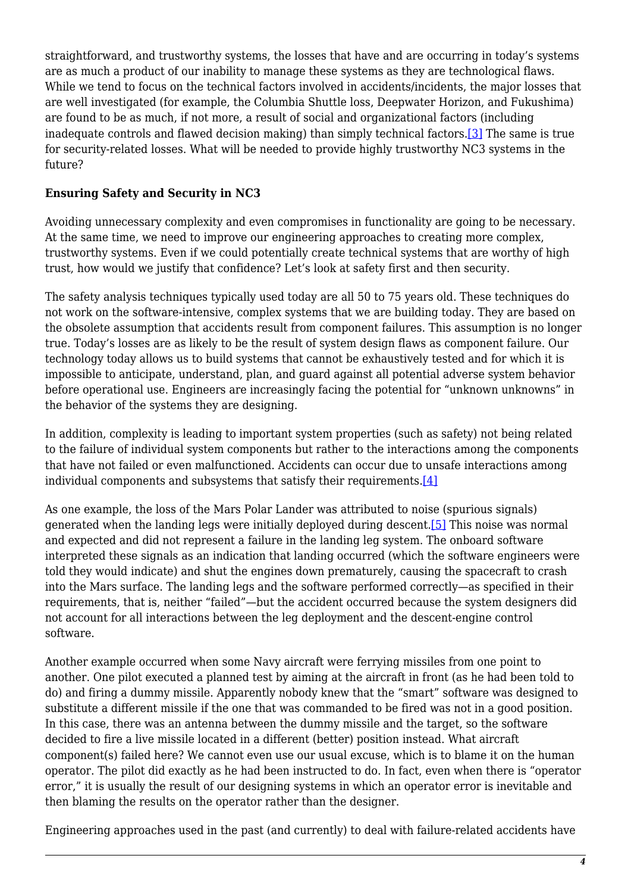straightforward, and trustworthy systems, the losses that have and are occurring in today's systems are as much a product of our inability to manage these systems as they are technological flaws. While we tend to focus on the technical factors involved in accidents/incidents, the major losses that are well investigated (for example, the Columbia Shuttle loss, Deepwater Horizon, and Fukushima) are found to be as much, if not more, a result of social and organizational factors (including inadequate controls and flawed decision making) than simply technical factors.[3] The same is true for security-related losses. What will be needed to provide highly trustworthy NC3 systems in the future?

**Ensuring Safety and Security in NC3**

Avoiding unnecessary complexity and even compromises in functionality are going to be necessary. At the same time, we need to improve our engineering approaches to creating more complex, trustworthy systems. Even if we could potentially create technical systems that are worthy of high trust, how would we justify that confidence? Let's look at safety first and then security.

The safety analysis techniques typically used today are all 50 to 75 years old. These techniques do not work on the software-intensive, complex systems that we are building today. They are based on the obsolete assumption that accidents result from component failures. This assumption is no longer true. Today's losses are as likely to be the result of system design flaws as component failure. Our technology today allows us to build systems that cannot be exhaustively tested and for which it is impossible to anticipate, understand, plan, and guard against all potential adverse system behavior before operational use. Engineers are increasingly facing the potential for "unknown unknowns" in the behavior of the systems they are designing.

In addition, complexity is leading to important system properties (such as safety) not being related to the failure of individual system components but rather to the interactions among the components that have not failed or even malfunctioned. Accidents can occur due to unsafe interactions among individual components and subsystems that satisfy their requirements.[4]

As one example, the loss of the Mars Polar Lander was attributed to noise (spurious signals) generated when the landing legs were initially deployed during descent.[5] This noise was normal and expected and did not represent a failure in the landing leg system. The onboard software interpreted these signals as an indication that landing occurred (which the software engineers were told they would indicate) and shut the engines down prematurely, causing the spacecraft to crash into the Mars surface. The landing legs and the software performed correctly—as specified in their requirements, that is, neither "failed"—but the accident occurred because the system designers did not account for all interactions between the leg deployment and the descent-engine control software.

Another example occurred when some Navy aircraft were ferrying missiles from one point to another. One pilot executed a planned test by aiming at the aircraft in front (as he had been told to do) and firing a dummy missile. Apparently nobody knew that the "smart" software was designed to substitute a different missile if the one that was commanded to be fired was not in a good position. In this case, there was an antenna between the dummy missile and the target, so the software decided to fire a live missile located in a different (better) position instead. What aircraft component(s) failed here? We cannot even use our usual excuse, which is to blame it on the human operator. The pilot did exactly as he had been instructed to do. In fact, even when there is "operator error," it is usually the result of our designing systems in which an operator error is inevitable and then blaming the results on the operator rather than the designer.

Engineering approaches used in the past (and currently) to deal with failure-related accidents have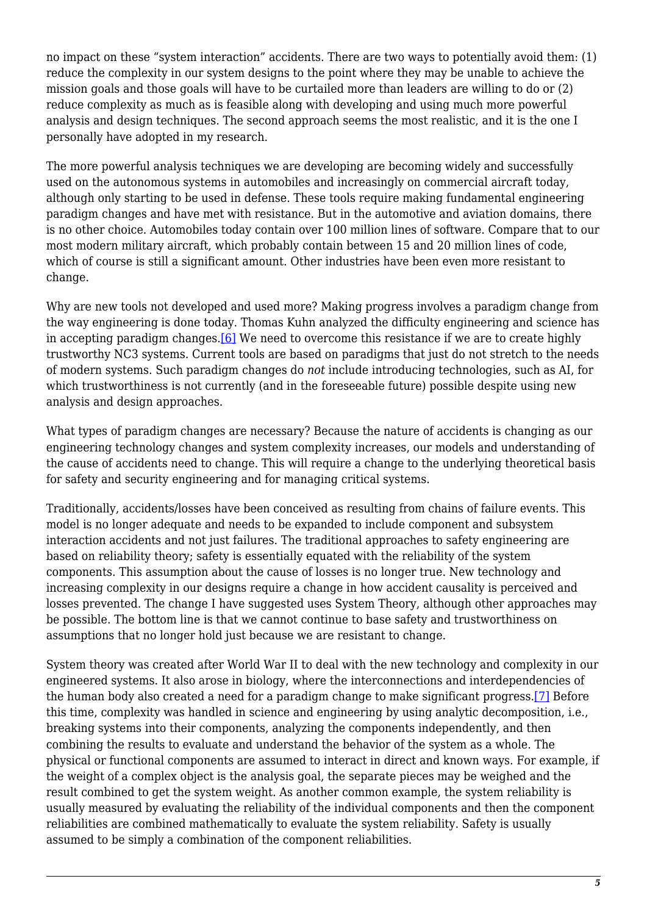no impact on these "system interaction" accidents. There are two ways to potentially avoid them: (1) reduce the complexity in our system designs to the point where they may be unable to achieve the mission goals and those goals will have to be curtailed more than leaders are willing to do or (2) reduce complexity as much as is feasible along with developing and using much more powerful analysis and design techniques. The second approach seems the most realistic, and it is the one I personally have adopted in my research.

The more powerful analysis techniques we are developing are becoming widely and successfully used on the autonomous systems in automobiles and increasingly on commercial aircraft today, although only starting to be used in defense. These tools require making fundamental engineering paradigm changes and have met with resistance. But in the automotive and aviation domains, there is no other choice. Automobiles today contain over 100 million lines of software. Compare that to our most modern military aircraft, which probably contain between 15 and 20 million lines of code, which of course is still a significant amount. Other industries have been even more resistant to change.

Why are new tools not developed and used more? Making progress involves a paradigm change from the way engineering is done today. Thomas Kuhn analyzed the difficulty engineering and science has in accepting paradigm changes.[6] We need to overcome this resistance if we are to create highly trustworthy NC3 systems. Current tools are based on paradigms that just do not stretch to the needs of modern systems. Such paradigm changes do *not* include introducing technologies, such as AI, for which trustworthiness is not currently (and in the foreseeable future) possible despite using new analysis and design approaches.

What types of paradigm changes are necessary? Because the nature of accidents is changing as our engineering technology changes and system complexity increases, our models and understanding of the cause of accidents need to change. This will require a change to the underlying theoretical basis for safety and security engineering and for managing critical systems.

Traditionally, accidents/losses have been conceived as resulting from chains of failure events. This model is no longer adequate and needs to be expanded to include component and subsystem interaction accidents and not just failures. The traditional approaches to safety engineering are based on reliability theory; safety is essentially equated with the reliability of the system components. This assumption about the cause of losses is no longer true. New technology and increasing complexity in our designs require a change in how accident causality is perceived and losses prevented. The change I have suggested uses System Theory, although other approaches may be possible. The bottom line is that we cannot continue to base safety and trustworthiness on assumptions that no longer hold just because we are resistant to change.

System theory was created after World War II to deal with the new technology and complexity in our engineered systems. It also arose in biology, where the interconnections and interdependencies of the human body also created a need for a paradigm change to make significant progress.[7] Before this time, complexity was handled in science and engineering by using analytic decomposition, i.e., breaking systems into their components, analyzing the components independently, and then combining the results to evaluate and understand the behavior of the system as a whole. The physical or functional components are assumed to interact in direct and known ways. For example, if the weight of a complex object is the analysis goal, the separate pieces may be weighed and the result combined to get the system weight. As another common example, the system reliability is usually measured by evaluating the reliability of the individual components and then the component reliabilities are combined mathematically to evaluate the system reliability. Safety is usually assumed to be simply a combination of the component reliabilities.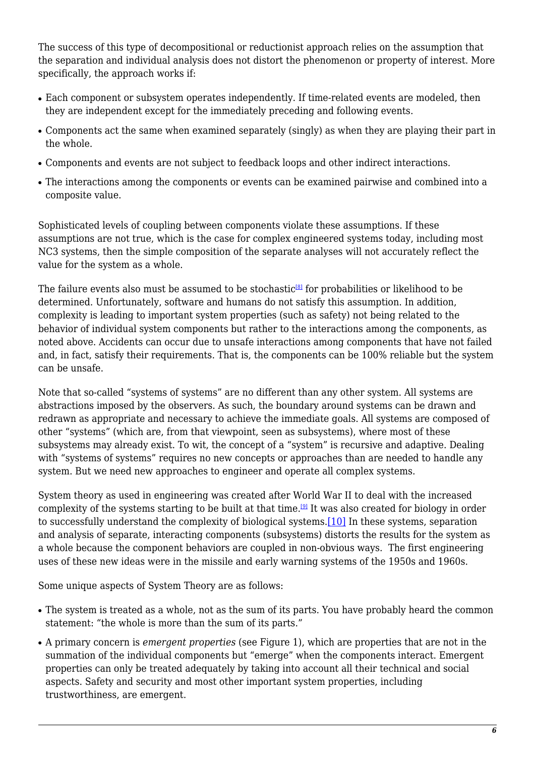The success of this type of decompositional or reductionist approach relies on the assumption that the separation and individual analysis does not distort the phenomenon or property of interest. More specifically, the approach works if:

- Each component or subsystem operates independently. If time-related events are modeled, then they are independent except for the immediately preceding and following events.
- Components act the same when examined separately (singly) as when they are playing their part in the whole.
- Components and events are not subject to feedback loops and other indirect interactions.
- The interactions among the components or events can be examined pairwise and combined into a composite value.

Sophisticated levels of coupling between components violate these assumptions. If these assumptions are not true, which is the case for complex engineered systems today, including most NC3 systems, then the simple composition of the separate analyses will not accurately reflect the value for the system as a whole.

The failure events also must be assumed to be stochastic[8] for probabilities or likelihood to be determined. Unfortunately, software and humans do not satisfy this assumption. In addition, complexity is leading to important system properties (such as safety) not being related to the behavior of individual system components but rather to the interactions among the components, as noted above. Accidents can occur due to unsafe interactions among components that have not failed and, in fact, satisfy their requirements. That is, the components can be 100% reliable but the system can be unsafe.

Note that so-called "systems of systems" are no different than any other system. All systems are abstractions imposed by the observers. As such, the boundary around systems can be drawn and redrawn as appropriate and necessary to achieve the immediate goals. All systems are composed of other "systems" (which are, from that viewpoint, seen as subsystems), where most of these subsystems may already exist. To wit, the concept of a "system" is recursive and adaptive. Dealing with "systems of systems" requires no new concepts or approaches than are needed to handle any system. But we need new approaches to engineer and operate all complex systems.

System theory as used in engineering was created after World War II to deal with the increased complexity of the systems starting to be built at that time.[9] It was also created for biology in order to successfully understand the complexity of biological systems.[10] In these systems, separation and analysis of separate, interacting components (subsystems) distorts the results for the system as a whole because the component behaviors are coupled in non-obvious ways. The first engineering uses of these new ideas were in the missile and early warning systems of the 1950s and 1960s.

Some unique aspects of System Theory are as follows:

- The system is treated as a whole, not as the sum of its parts. You have probably heard the common statement: "the whole is more than the sum of its parts."
- A primary concern is *emergent properties* (see Figure 1), which are properties that are not in the summation of the individual components but "emerge" when the components interact. Emergent properties can only be treated adequately by taking into account all their technical and social aspects. Safety and security and most other important system properties, including trustworthiness, are emergent.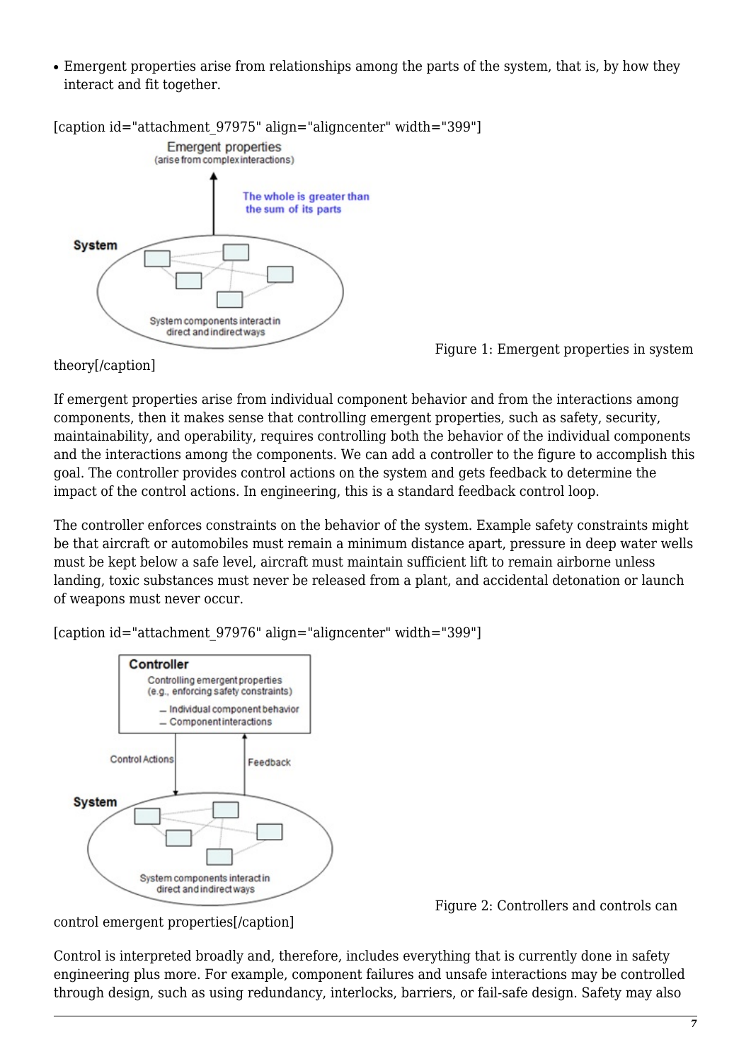- Emergent properties arise from relationships among the parts of the system, that is, by how they interact and fit together.

[caption id="attachment_97975" align="aligncenter" width="399"]

Figure 1: Emergent properties in system theory[/caption]

If emergent properties arise from individual component behavior and from the interactions among components, then it makes sense that controlling emergent properties, such as safety, security, maintainability, and operability, requires controlling both the behavior of the individual components and the interactions among the components. We can add a controller to the figure to accomplish this goal. The controller provides control actions on the system and gets feedback to determine the impact of the control actions. In engineering, this is a standard feedback control loop.

The controller enforces constraints on the behavior of the system. Example safety constraints might be that aircraft or automobiles must remain a minimum distance apart, pressure in deep water wells must be kept below a safe level, aircraft must maintain sufficient lift to remain airborne unless landing, toxic substances must never be released from a plant, and accidental detonation or launch of weapons must never occur.

[caption id="attachment_97976" align="aligncenter" width="399"]

Figure 2: Controllers and controls can control emergent properties[/caption]

Control is interpreted broadly and, therefore, includes everything that is currently done in safety engineering plus more. For example, component failures and unsafe interactions may be controlled through design, such as using redundancy, interlocks, barriers, or fail-safe design. Safety may also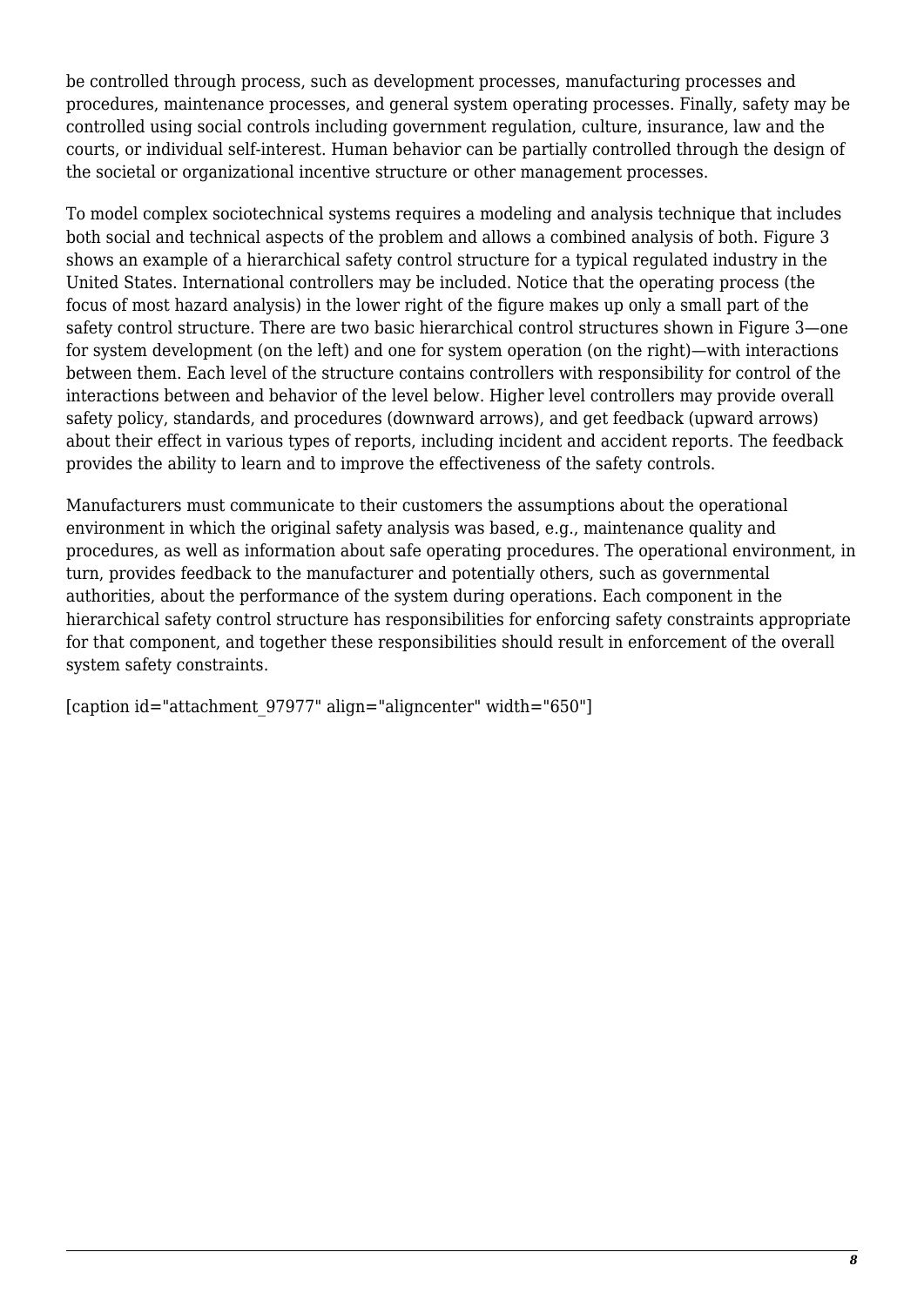be controlled through process, such as development processes, manufacturing processes and procedures, maintenance processes, and general system operating processes. Finally, safety may be controlled using social controls including government regulation, culture, insurance, law and the courts, or individual self-interest. Human behavior can be partially controlled through the design of the societal or organizational incentive structure or other management processes.

To model complex sociotechnical systems requires a modeling and analysis technique that includes both social and technical aspects of the problem and allows a combined analysis of both. Figure 3 shows an example of a hierarchical safety control structure for a typical regulated industry in the United States. International controllers may be included. Notice that the operating process (the focus of most hazard analysis) in the lower right of the figure makes up only a small part of the safety control structure. There are two basic hierarchical control structures shown in Figure 3—one for system development (on the left) and one for system operation (on the right)—with interactions between them. Each level of the structure contains controllers with responsibility for control of the interactions between and behavior of the level below. Higher level controllers may provide overall safety policy, standards, and procedures (downward arrows), and get feedback (upward arrows) about their effect in various types of reports, including incident and accident reports. The feedback provides the ability to learn and to improve the effectiveness of the safety controls.

Manufacturers must communicate to their customers the assumptions about the operational environment in which the original safety analysis was based, e.g., maintenance quality and procedures, as well as information about safe operating procedures. The operational environment, in turn, provides feedback to the manufacturer and potentially others, such as governmental authorities, about the performance of the system during operations. Each component in the hierarchical safety control structure has responsibilities for enforcing safety constraints appropriate for that component, and together these responsibilities should result in enforcement of the overall system safety constraints.

[caption id="attachment_97977" align="aligncenter" width="650"]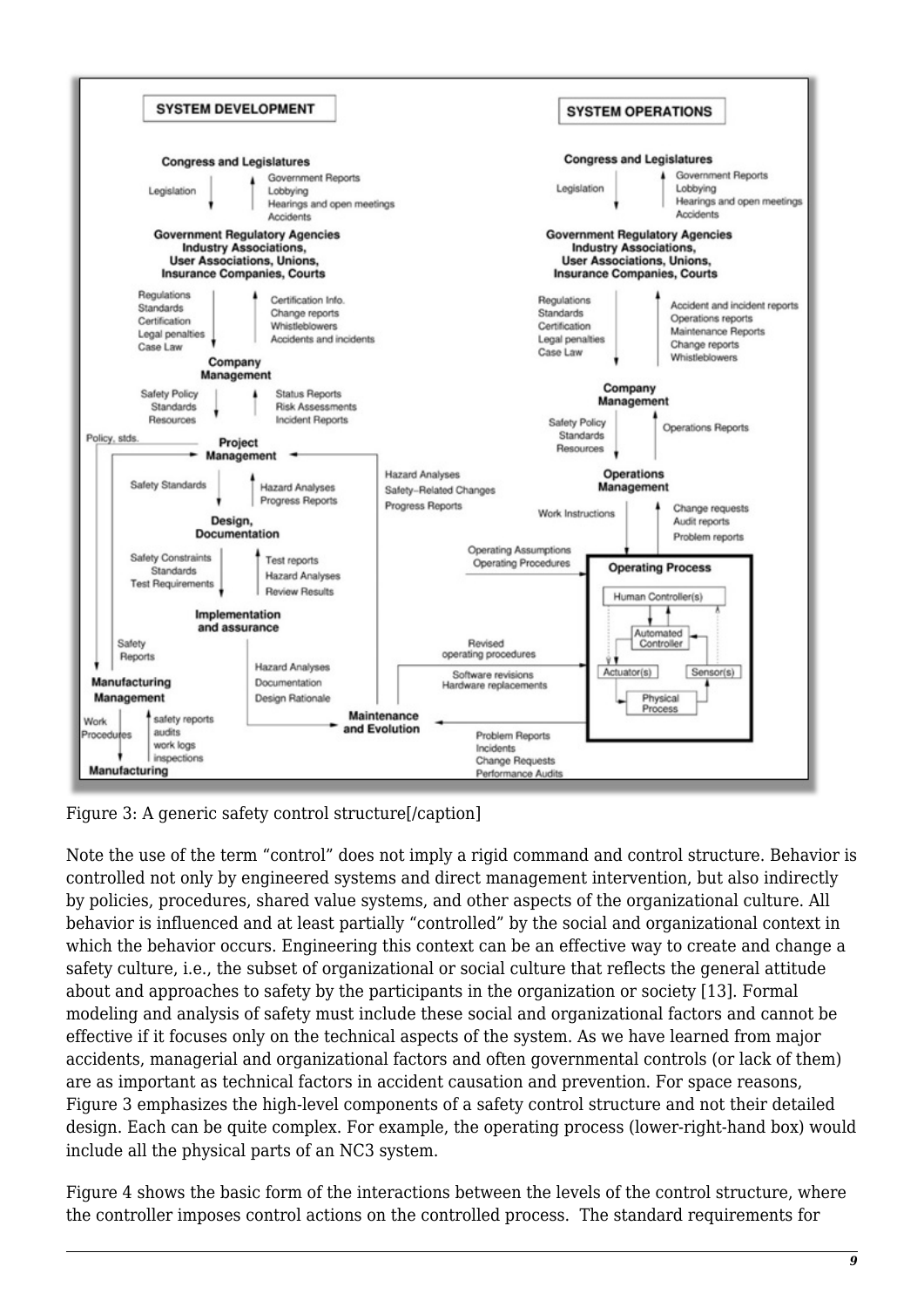Figure 3: A generic safety control structure[/caption]

Note the use of the term “control” does not imply a rigid command and control structure. Behavior is controlled not only by engineered systems and direct management intervention, but also indirectly by policies, procedures, shared value systems, and other aspects of the organizational culture. All behavior is influenced and at least partially “controlled” by the social and organizational context in which the behavior occurs. Engineering this context can be an effective way to create and change a safety culture, i.e., the subset of organizational or social culture that reflects the general attitude about and approaches to safety by the participants in the organization or society [13]. Formal modeling and analysis of safety must include these social and organizational factors and cannot be effective if it focuses only on the technical aspects of the system. As we have learned from major accidents, managerial and organizational factors and often governmental controls (or lack of them) are as important as technical factors in accident causation and prevention. For space reasons, Figure 3 emphasizes the high-level components of a safety control structure and not their detailed design. Each can be quite complex. For example, the operating process (lower-right-hand box) would include all the physical parts of an NC3 system.

Figure 4 shows the basic form of the interactions between the levels of the control structure, where the controller imposes control actions on the controlled process. The standard requirements for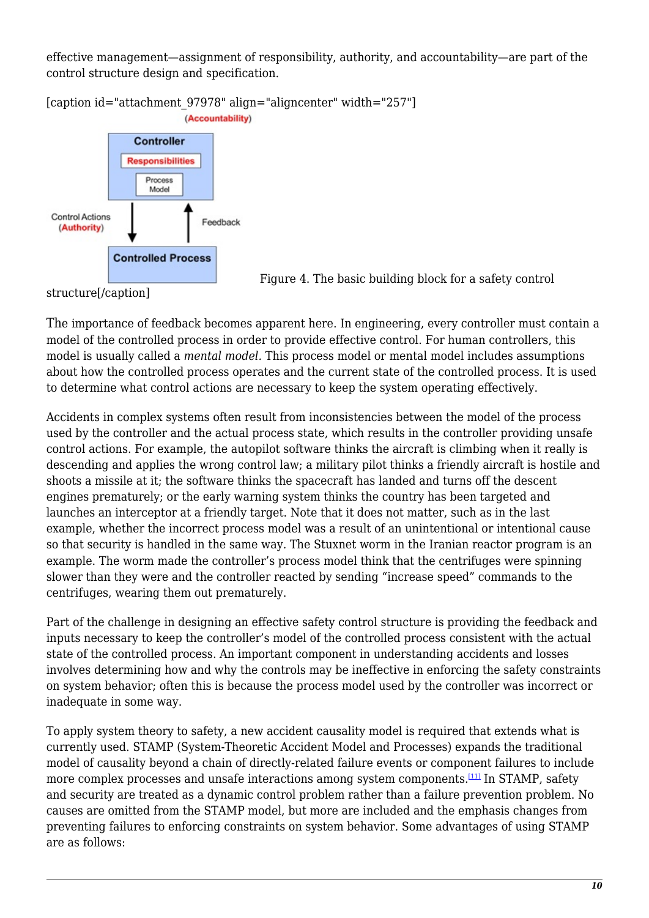effective management—assignment of responsibility, authority, and accountability—are part of the control structure design and specification.

[caption id="attachment_97978" align="aligncenter" width="257"]

Figure 4. The basic building block for a safety control structure[/caption]

The importance of feedback becomes apparent here. In engineering, every controller must contain a model of the controlled process in order to provide effective control. For human controllers, this model is usually called a *mental model*. This process model or mental model includes assumptions about how the controlled process operates and the current state of the controlled process. It is used to determine what control actions are necessary to keep the system operating effectively.

Accidents in complex systems often result from inconsistencies between the model of the process used by the controller and the actual process state, which results in the controller providing unsafe control actions. For example, the autopilot software thinks the aircraft is climbing when it really is descending and applies the wrong control law; a military pilot thinks a friendly aircraft is hostile and shoots a missile at it; the software thinks the spacecraft has landed and turns off the descent engines prematurely; or the early warning system thinks the country has been targeted and launches an interceptor at a friendly target. Note that it does not matter, such as in the last example, whether the incorrect process model was a result of an unintentional or intentional cause so that security is handled in the same way. The Stuxnet worm in the Iranian reactor program is an example. The worm made the controller's process model think that the centrifuges were spinning slower than they were and the controller reacted by sending "increase speed" commands to the centrifuges, wearing them out prematurely.

Part of the challenge in designing an effective safety control structure is providing the feedback and inputs necessary to keep the controller's model of the controlled process consistent with the actual state of the controlled process. An important component in understanding accidents and losses involves determining how and why the controls may be ineffective in enforcing the safety constraints on system behavior; often this is because the process model used by the controller was incorrect or inadequate in some way.

To apply system theory to safety, a new accident causality model is required that extends what is currently used. STAMP (System-Theoretic Accident Model and Processes) expands the traditional model of causality beyond a chain of directly-related failure events or component failures to include more complex processes and unsafe interactions among system components.[11] In STAMP, safety and security are treated as a dynamic control problem rather than a failure prevention problem. No causes are omitted from the STAMP model, but more are included and the emphasis changes from preventing failures to enforcing constraints on system behavior. Some advantages of using STAMP are as follows: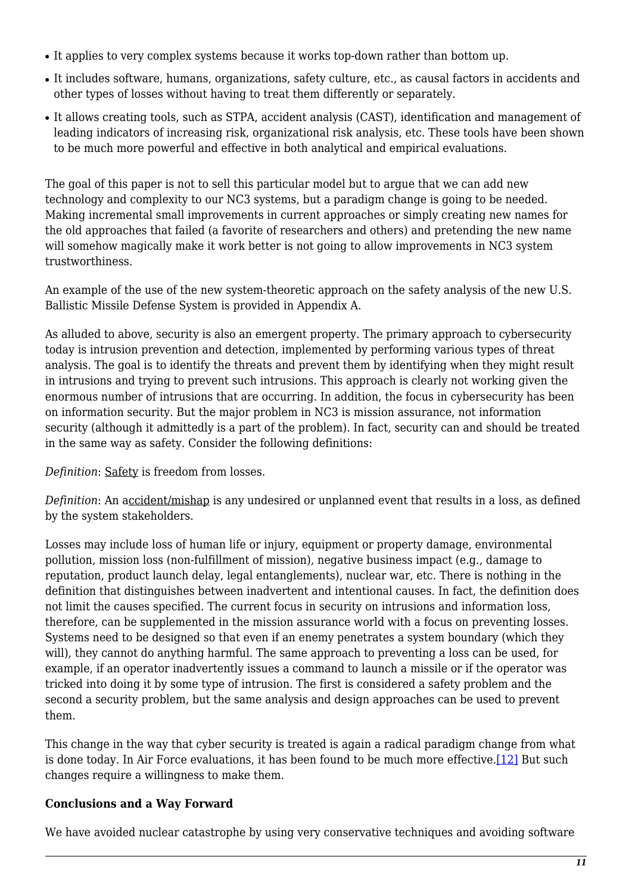- It applies to very complex systems because it works top-down rather than bottom up.
- It includes software, humans, organizations, safety culture, etc., as causal factors in accidents and other types of losses without having to treat them differently or separately.
- It allows creating tools, such as STPA, accident analysis (CAST), identification and management of leading indicators of increasing risk, organizational risk analysis, etc. These tools have been shown to be much more powerful and effective in both analytical and empirical evaluations.

The goal of this paper is not to sell this particular model but to argue that we can add new technology and complexity to our NC3 systems, but a paradigm change is going to be needed. Making incremental small improvements in current approaches or simply creating new names for the old approaches that failed (a favorite of researchers and others) and pretending the new name will somehow magically make it work better is not going to allow improvements in NC3 system trustworthiness.

An example of the use of the new system-theoretic approach on the safety analysis of the new U.S. Ballistic Missile Defense System is provided in Appendix A.

As alluded to above, security is also an emergent property. The primary approach to cybersecurity today is intrusion prevention and detection, implemented by performing various types of threat analysis. The goal is to identify the threats and prevent them by identifying when they might result in intrusions and trying to prevent such intrusions. This approach is clearly not working given the enormous number of intrusions that are occurring. In addition, the focus in cybersecurity has been on information security. But the major problem in NC3 is mission assurance, not information security (although it admittedly is a part of the problem). In fact, security can and should be treated in the same way as safety. Consider the following definitions:

*Definition*: Safety is freedom from losses.

*Definition*: An accident/mishap is any undesired or unplanned event that results in a loss, as defined by the system stakeholders.

Losses may include loss of human life or injury, equipment or property damage, environmental pollution, mission loss (non-fulfillment of mission), negative business impact (e.g., damage to reputation, product launch delay, legal entanglements), nuclear war, etc. There is nothing in the definition that distinguishes between inadvertent and intentional causes. In fact, the definition does not limit the causes specified. The current focus in security on intrusions and information loss, therefore, can be supplemented in the mission assurance world with a focus on preventing losses. Systems need to be designed so that even if an enemy penetrates a system boundary (which they will), they cannot do anything harmful. The same approach to preventing a loss can be used, for example, if an operator inadvertently issues a command to launch a missile or if the operator was tricked into doing it by some type of intrusion. The first is considered a safety problem and the second a security problem, but the same analysis and design approaches can be used to prevent them.

This change in the way that cyber security is treated is again a radical paradigm change from what is done today. In Air Force evaluations, it has been found to be much more effective.[12] But such changes require a willingness to make them.

**Conclusions and a Way Forward**

We have avoided nuclear catastrophe by using very conservative techniques and avoiding software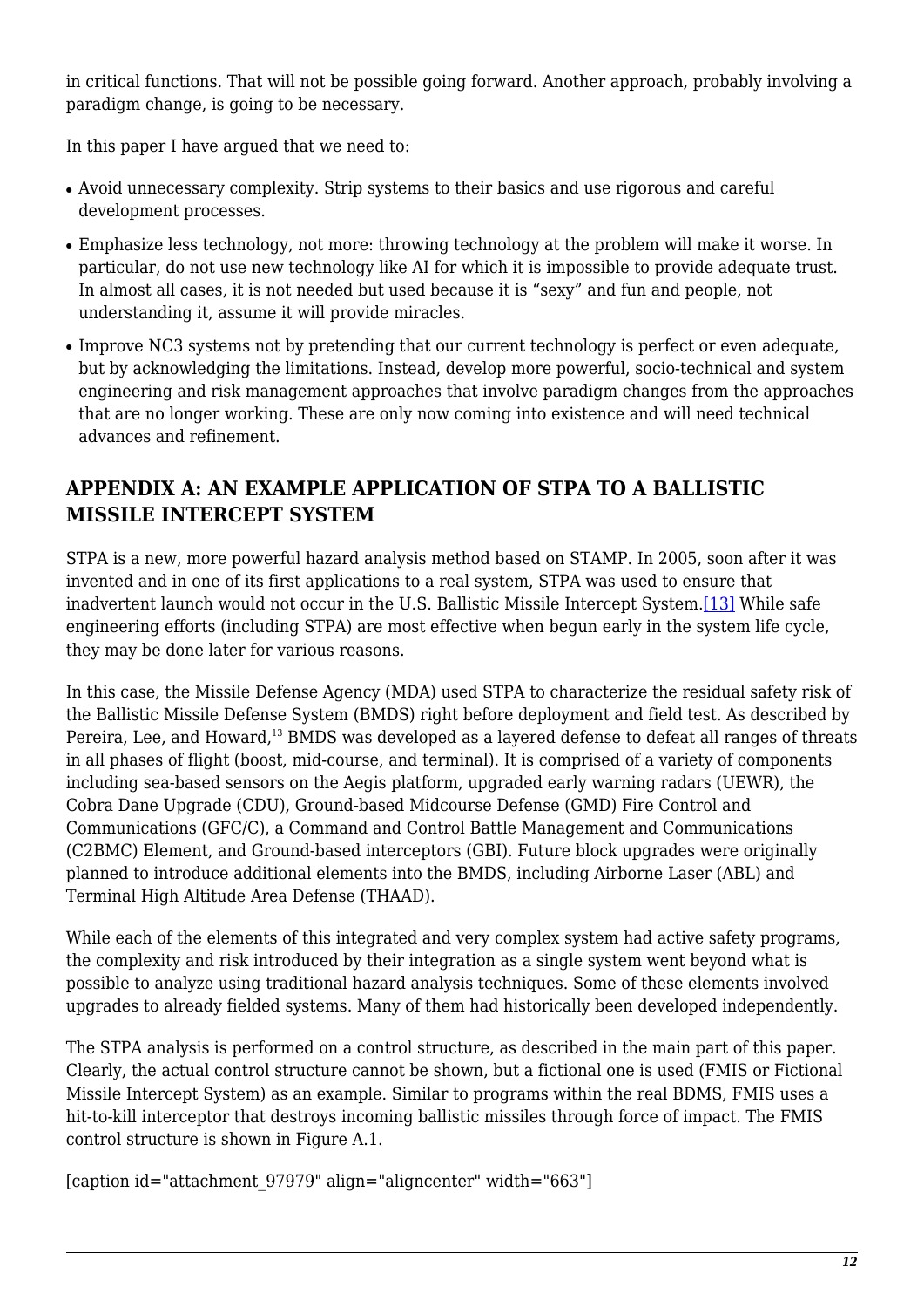in critical functions. That will not be possible going forward. Another approach, probably involving a paradigm change, is going to be necessary.

In this paper I have argued that we need to:

- Avoid unnecessary complexity. Strip systems to their basics and use rigorous and careful development processes.
- Emphasize less technology, not more: throwing technology at the problem will make it worse. In particular, do not use new technology like AI for which it is impossible to provide adequate trust. In almost all cases, it is not needed but used because it is "sexy" and fun and people, not understanding it, assume it will provide miracles.
- Improve NC3 systems not by pretending that our current technology is perfect or even adequate, but by acknowledging the limitations. Instead, develop more powerful, socio-technical and system engineering and risk management approaches that involve paradigm changes from the approaches that are no longer working. These are only now coming into existence and will need technical advances and refinement.

## APPENDIX A: AN EXAMPLE APPLICATION OF STPA TO A BALLISTIC MISSILE INTERCEPT SYSTEM

STPA is a new, more powerful hazard analysis method based on STAMP. In 2005, soon after it was invented and in one of its first applications to a real system, STPA was used to ensure that inadvertent launch would not occur in the U.S. Ballistic Missile Intercept System.[13] While safe engineering efforts (including STPA) are most effective when begun early in the system life cycle, they may be done later for various reasons.

In this case, the Missile Defense Agency (MDA) used STPA to characterize the residual safety risk of the Ballistic Missile Defense System (BMDS) right before deployment and field test. As described by Pereira, Lee, and Howard,[13] BMDS was developed as a layered defense to defeat all ranges of threats in all phases of flight (boost, mid-course, and terminal). It is comprised of a variety of components including sea-based sensors on the Aegis platform, upgraded early warning radars (UEWR), the Cobra Dane Upgrade (CDU), Ground-based Midcourse Defense (GMD) Fire Control and Communications (GFC/C), a Command and Control Battle Management and Communications (C2BMC) Element, and Ground-based interceptors (GBI). Future block upgrades were originally planned to introduce additional elements into the BMDS, including Airborne Laser (ABL) and Terminal High Altitude Area Defense (THAAD).

While each of the elements of this integrated and very complex system had active safety programs, the complexity and risk introduced by their integration as a single system went beyond what is possible to analyze using traditional hazard analysis techniques. Some of these elements involved upgrades to already fielded systems. Many of them had historically been developed independently.

The STPA analysis is performed on a control structure, as described in the main part of this paper. Clearly, the actual control structure cannot be shown, but a fictional one is used (FMIS or Fictional Missile Intercept System) as an example. Similar to programs within the real BDMS, FMIS uses a hit-to-kill interceptor that destroys incoming ballistic missiles through force of impact. The FMIS control structure is shown in Figure A.1.

[caption id="attachment_97979" align="aligncenter" width="663"]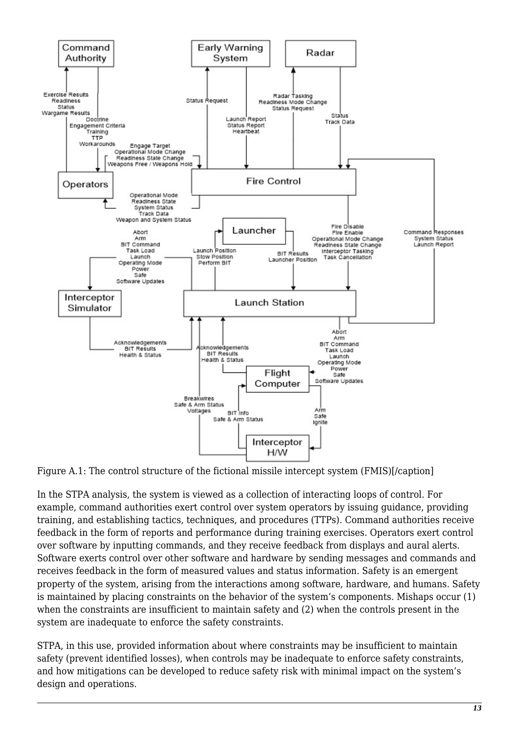Figure A.1: The control structure of the fictional missile intercept system (FMIS)[/caption]

In the STPA analysis, the system is viewed as a collection of interacting loops of control. For example, command authorities exert control over system operators by issuing guidance, providing training, and establishing tactics, techniques, and procedures (TTPs). Command authorities receive feedback in the form of reports and performance during training exercises. Operators exert control over software by inputting commands, and they receive feedback from displays and aural alerts. Software exerts control over other software and hardware by sending messages and commands and receives feedback in the form of measured values and status information. Safety is an emergent property of the system, arising from the interactions among software, hardware, and humans. Safety is maintained by placing constraints on the behavior of the system's components. Mishaps occur (1) when the constraints are insufficient to maintain safety and (2) when the controls present in the system are inadequate to enforce the safety constraints.

STPA, in this use, provided information about where constraints may be insufficient to maintain safety (prevent identified losses), when controls may be inadequate to enforce safety constraints, and how mitigations can be developed to reduce safety risk with minimal impact on the system's design and operations.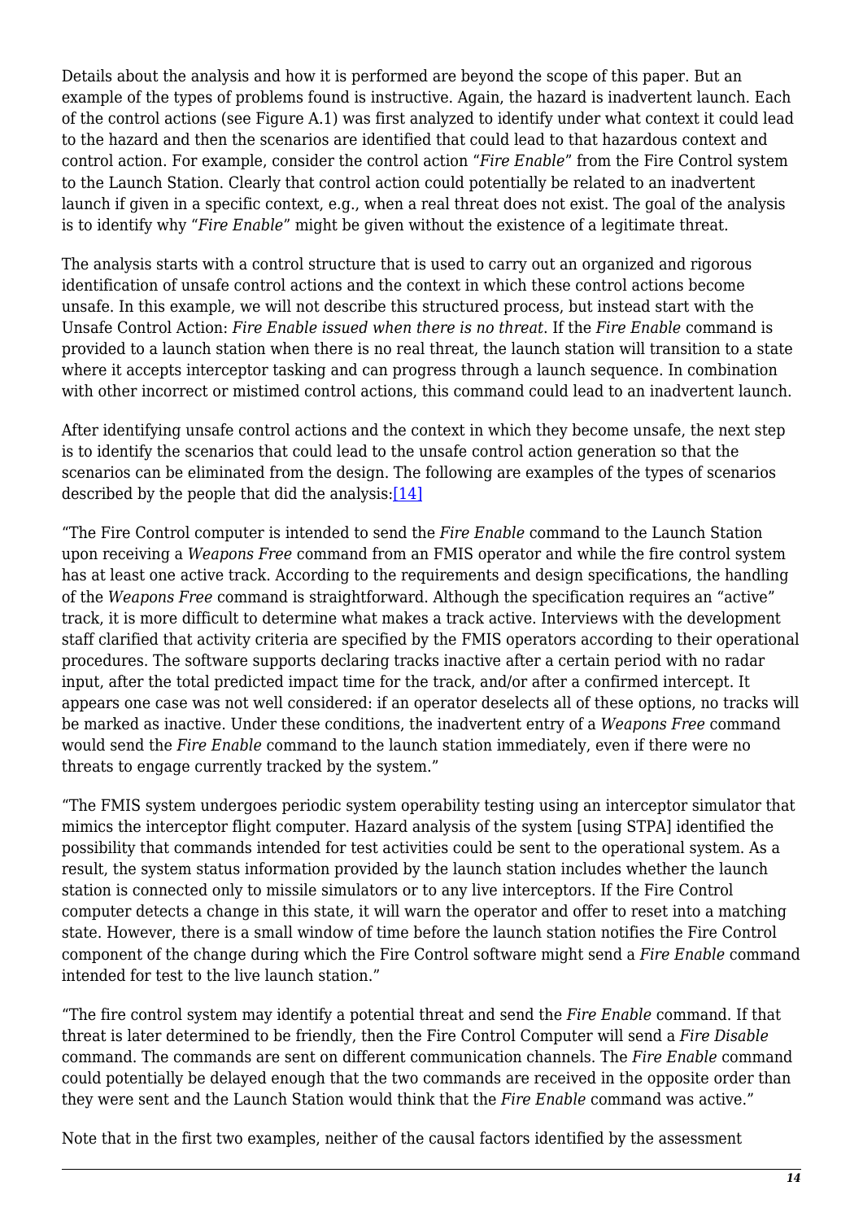Details about the analysis and how it is performed are beyond the scope of this paper. But an example of the types of problems found is instructive. Again, the hazard is inadvertent launch. Each of the control actions (see Figure A.1) was first analyzed to identify under what context it could lead to the hazard and then the scenarios are identified that could lead to that hazardous context and control action. For example, consider the control action "*Fire Enable*" from the Fire Control system to the Launch Station. Clearly that control action could potentially be related to an inadvertent launch if given in a specific context, e.g., when a real threat does not exist. The goal of the analysis is to identify why "*Fire Enable*" might be given without the existence of a legitimate threat.

The analysis starts with a control structure that is used to carry out an organized and rigorous identification of unsafe control actions and the context in which these control actions become unsafe. In this example, we will not describe this structured process, but instead start with the Unsafe Control Action: *Fire Enable issued when there is no threat*. If the *Fire Enable* command is provided to a launch station when there is no real threat, the launch station will transition to a state where it accepts interceptor tasking and can progress through a launch sequence. In combination with other incorrect or mistimed control actions, this command could lead to an inadvertent launch.

After identifying unsafe control actions and the context in which they become unsafe, the next step is to identify the scenarios that could lead to the unsafe control action generation so that the scenarios can be eliminated from the design. The following are examples of the types of scenarios described by the people that did the analysis:[14]

"The Fire Control computer is intended to send the *Fire Enable* command to the Launch Station upon receiving a *Weapons Free* command from an FMIS operator and while the fire control system has at least one active track. According to the requirements and design specifications, the handling of the *Weapons Free* command is straightforward. Although the specification requires an "active" track, it is more difficult to determine what makes a track active. Interviews with the development staff clarified that activity criteria are specified by the FMIS operators according to their operational procedures. The software supports declaring tracks inactive after a certain period with no radar input, after the total predicted impact time for the track, and/or after a confirmed intercept. It appears one case was not well considered: if an operator deselects all of these options, no tracks will be marked as inactive. Under these conditions, the inadvertent entry of a *Weapons Free* command would send the *Fire Enable* command to the launch station immediately, even if there were no threats to engage currently tracked by the system."

"The FMIS system undergoes periodic system operability testing using an interceptor simulator that mimics the interceptor flight computer. Hazard analysis of the system [using STPA] identified the possibility that commands intended for test activities could be sent to the operational system. As a result, the system status information provided by the launch station includes whether the launch station is connected only to missile simulators or to any live interceptors. If the Fire Control computer detects a change in this state, it will warn the operator and offer to reset into a matching state. However, there is a small window of time before the launch station notifies the Fire Control component of the change during which the Fire Control software might send a *Fire Enable* command intended for test to the live launch station."

"The fire control system may identify a potential threat and send the *Fire Enable* command. If that threat is later determined to be friendly, then the Fire Control Computer will send a *Fire Disable* command. The commands are sent on different communication channels. The *Fire Enable* command could potentially be delayed enough that the two commands are received in the opposite order than they were sent and the Launch Station would think that the *Fire Enable* command was active."

Note that in the first two examples, neither of the causal factors identified by the assessment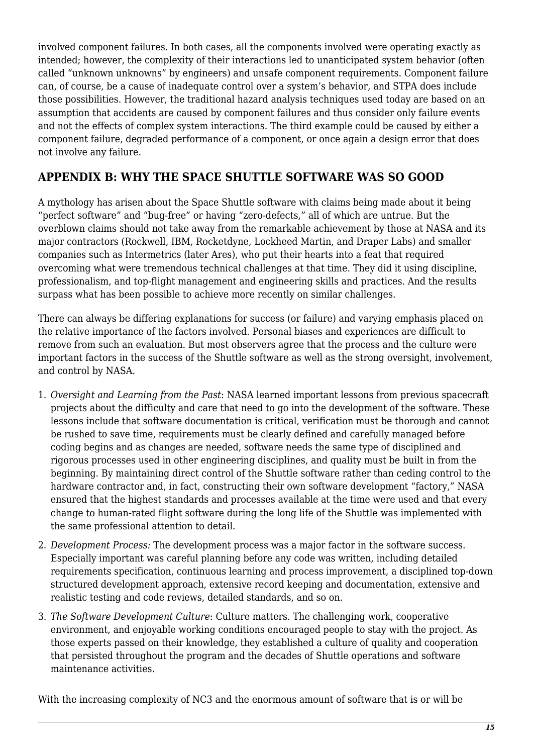involved component failures. In both cases, all the components involved were operating exactly as intended; however, the complexity of their interactions led to unanticipated system behavior (often called "unknown unknowns" by engineers) and unsafe component requirements. Component failure can, of course, be a cause of inadequate control over a system's behavior, and STPA does include those possibilities. However, the traditional hazard analysis techniques used today are based on an assumption that accidents are caused by component failures and thus consider only failure events and not the effects of complex system interactions. The third example could be caused by either a component failure, degraded performance of a component, or once again a design error that does not involve any failure.

## APPENDIX B: WHY THE SPACE SHUTTLE SOFTWARE WAS SO GOOD

A mythology has arisen about the Space Shuttle software with claims being made about it being "perfect software" and "bug-free" or having "zero-defects," all of which are untrue. But the overblown claims should not take away from the remarkable achievement by those at NASA and its major contractors (Rockwell, IBM, Rocketdyne, Lockheed Martin, and Draper Labs) and smaller companies such as Intermetrics (later Ares), who put their hearts into a feat that required overcoming what were tremendous technical challenges at that time. They did it using discipline, professionalism, and top-flight management and engineering skills and practices. And the results surpass what has been possible to achieve more recently on similar challenges.

There can always be differing explanations for success (or failure) and varying emphasis placed on the relative importance of the factors involved. Personal biases and experiences are difficult to remove from such an evaluation. But most observers agree that the process and the culture were important factors in the success of the Shuttle software as well as the strong oversight, involvement, and control by NASA.

1. *Oversight and Learning from the Past*: NASA learned important lessons from previous spacecraft projects about the difficulty and care that need to go into the development of the software. These lessons include that software documentation is critical, verification must be thorough and cannot be rushed to save time, requirements must be clearly defined and carefully managed before coding begins and as changes are needed, software needs the same type of disciplined and rigorous processes used in other engineering disciplines, and quality must be built in from the beginning. By maintaining direct control of the Shuttle software rather than ceding control to the hardware contractor and, in fact, constructing their own software development "factory," NASA ensured that the highest standards and processes available at the time were used and that every change to human-rated flight software during the long life of the Shuttle was implemented with the same professional attention to detail.
2. *Development Process:* The development process was a major factor in the software success. Especially important was careful planning before any code was written, including detailed requirements specification, continuous learning and process improvement, a disciplined top-down structured development approach, extensive record keeping and documentation, extensive and realistic testing and code reviews, detailed standards, and so on.
3. *The Software Development Culture*: Culture matters. The challenging work, cooperative environment, and enjoyable working conditions encouraged people to stay with the project. As those experts passed on their knowledge, they established a culture of quality and cooperation that persisted throughout the program and the decades of Shuttle operations and software maintenance activities.

With the increasing complexity of NC3 and the enormous amount of software that is or will be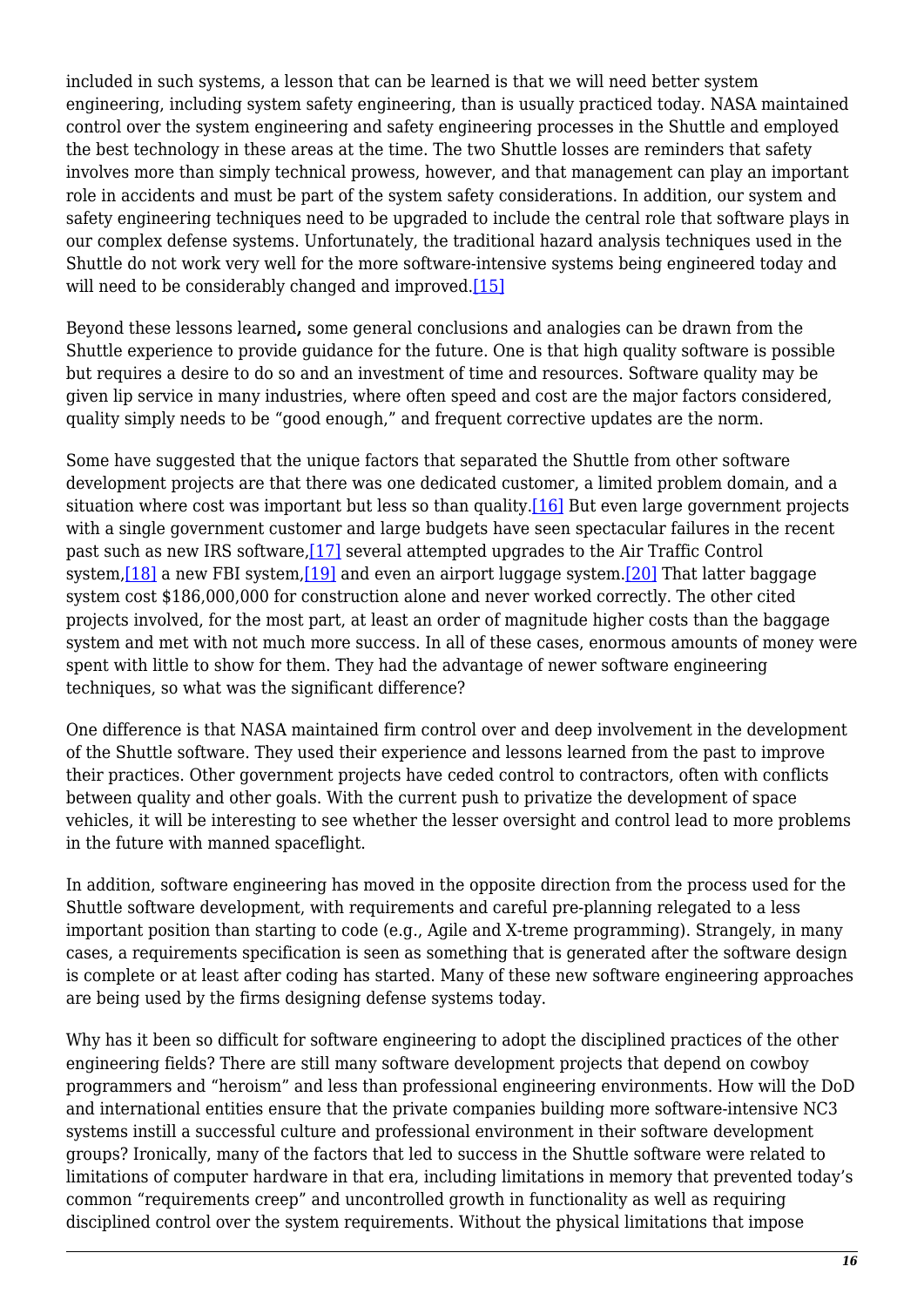included in such systems, a lesson that can be learned is that we will need better system engineering, including system safety engineering, than is usually practiced today. NASA maintained control over the system engineering and safety engineering processes in the Shuttle and employed the best technology in these areas at the time. The two Shuttle losses are reminders that safety involves more than simply technical prowess, however, and that management can play an important role in accidents and must be part of the system safety considerations. In addition, our system and safety engineering techniques need to be upgraded to include the central role that software plays in our complex defense systems. Unfortunately, the traditional hazard analysis techniques used in the Shuttle do not work very well for the more software-intensive systems being engineered today and will need to be considerably changed and improved.[15]

Beyond these lessons learned**,** some general conclusions and analogies can be drawn from the Shuttle experience to provide guidance for the future. One is that high quality software is possible but requires a desire to do so and an investment of time and resources. Software quality may be given lip service in many industries, where often speed and cost are the major factors considered, quality simply needs to be "good enough," and frequent corrective updates are the norm.

Some have suggested that the unique factors that separated the Shuttle from other software development projects are that there was one dedicated customer, a limited problem domain, and a situation where cost was important but less so than quality.[16] But even large government projects with a single government customer and large budgets have seen spectacular failures in the recent past such as new IRS software,[17] several attempted upgrades to the Air Traffic Control system,[18] a new FBI system,[19] and even an airport luggage system.[20] That latter baggage system cost $186,000,000 for construction alone and never worked correctly. The other cited projects involved, for the most part, at least an order of magnitude higher costs than the baggage system and met with not much more success. In all of these cases, enormous amounts of money were spent with little to show for them. They had the advantage of newer software engineering techniques, so what was the significant difference?

One difference is that NASA maintained firm control over and deep involvement in the development of the Shuttle software. They used their experience and lessons learned from the past to improve their practices. Other government projects have ceded control to contractors, often with conflicts between quality and other goals. With the current push to privatize the development of space vehicles, it will be interesting to see whether the lesser oversight and control lead to more problems in the future with manned spaceflight.

In addition, software engineering has moved in the opposite direction from the process used for the Shuttle software development, with requirements and careful pre-planning relegated to a less important position than starting to code (e.g., Agile and X-treme programming). Strangely, in many cases, a requirements specification is seen as something that is generated after the software design is complete or at least after coding has started. Many of these new software engineering approaches are being used by the firms designing defense systems today.

Why has it been so difficult for software engineering to adopt the disciplined practices of the other engineering fields? There are still many software development projects that depend on cowboy programmers and "heroism" and less than professional engineering environments. How will the DoD and international entities ensure that the private companies building more software-intensive NC3 systems instill a successful culture and professional environment in their software development groups? Ironically, many of the factors that led to success in the Shuttle software were related to limitations of computer hardware in that era, including limitations in memory that prevented today's common "requirements creep" and uncontrolled growth in functionality as well as requiring disciplined control over the system requirements. Without the physical limitations that impose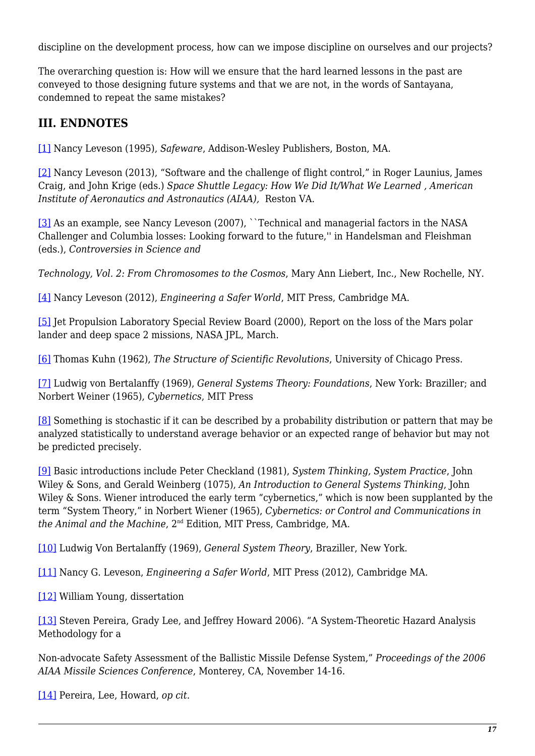discipline on the development process, how can we impose discipline on ourselves and our projects?

The overarching question is: How will we ensure that the hard learned lessons in the past are conveyed to those designing future systems and that we are not, in the words of Santayana, condemned to repeat the same mistakes?

## III. ENDNOTES

[1] Nancy Leveson (1995), *Safeware*, Addison-Wesley Publishers, Boston, MA.

[2] Nancy Leveson (2013), "Software and the challenge of flight control," in Roger Launius, James Craig, and John Krige (eds.) *Space Shuttle Legacy: How We Did It/What We Learned , American Institute of Aeronautics and Astronautics (AIAA),* Reston VA.

[3] As an example, see Nancy Leveson (2007), ``Technical and managerial factors in the NASA Challenger and Columbia losses: Looking forward to the future,'' in Handelsman and Fleishman (eds.), *Controversies in Science and*

*Technology, Vol. 2: From Chromosomes to the Cosmos*, Mary Ann Liebert, Inc., New Rochelle, NY.

[4] Nancy Leveson (2012), *Engineering a Safer World*, MIT Press, Cambridge MA.

[5] Jet Propulsion Laboratory Special Review Board (2000), Report on the loss of the Mars polar lander and deep space 2 missions, NASA JPL, March.

[6] Thomas Kuhn (1962), *The Structure of Scientific Revolutions*, University of Chicago Press.

[7] Ludwig von Bertalanffy (1969), *General Systems Theory: Foundations*, New York: Braziller; and Norbert Weiner (1965), *Cybernetics*, MIT Press

[8] Something is stochastic if it can be described by a probability distribution or pattern that may be analyzed statistically to understand average behavior or an expected range of behavior but may not be predicted precisely.

[9] Basic introductions include Peter Checkland (1981), *System Thinking, System Practice*, John Wiley & Sons, and Gerald Weinberg (1075), *An Introduction to General Systems Thinking*, John Wiley & Sons. Wiener introduced the early term "cybernetics," which is now been supplanted by the term "System Theory," in Norbert Wiener (1965), *Cybernetics: or Control and Communications in the Animal and the Machine*, 2nd Edition, MIT Press, Cambridge, MA.

[10] Ludwig Von Bertalanffy (1969), *General System Theory*, Braziller, New York.

[11] Nancy G. Leveson, *Engineering a Safer World*, MIT Press (2012), Cambridge MA.

[12] William Young, dissertation

[13] Steven Pereira, Grady Lee, and Jeffrey Howard 2006). "A System-Theoretic Hazard Analysis Methodology for a

Non-advocate Safety Assessment of the Ballistic Missile Defense System," *Proceedings of the 2006 AIAA Missile Sciences Conference*, Monterey, CA, November 14-16.

[14] Pereira, Lee, Howard, *op cit.*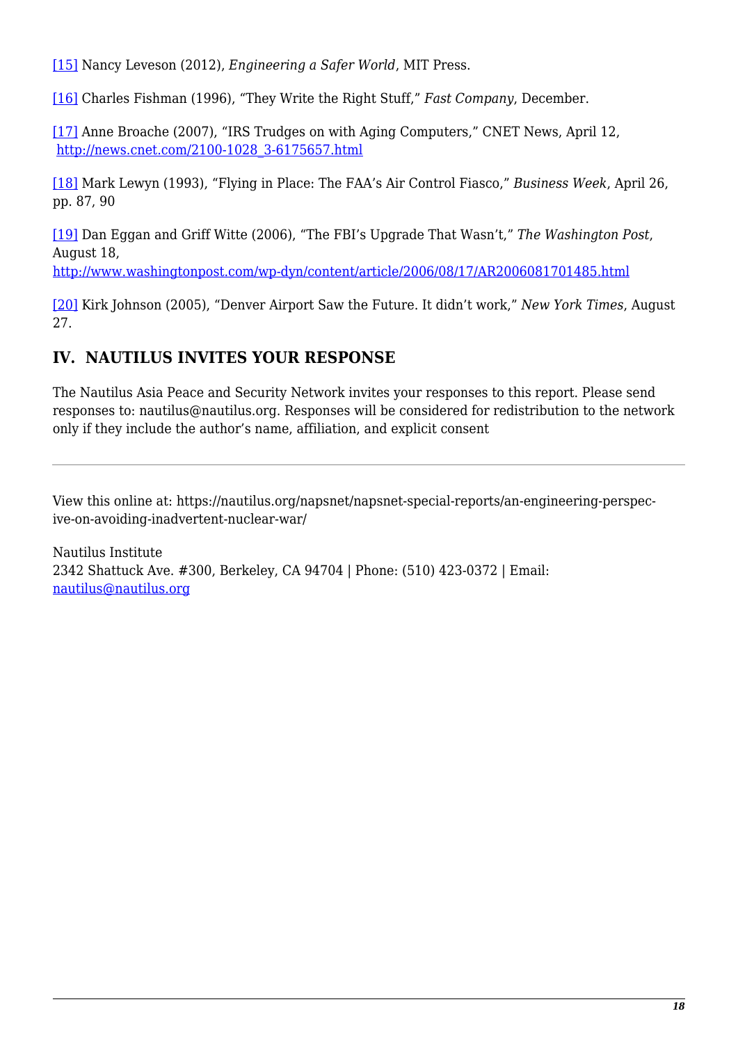[15] Nancy Leveson (2012), *Engineering a Safer World*, MIT Press.

[16] Charles Fishman (1996), "They Write the Right Stuff," *Fast Company*, December.

[17] Anne Broache (2007), "IRS Trudges on with Aging Computers," CNET News, April 12, http://news.cnet.com/2100-1028_3-6175657.html

[18] Mark Lewyn (1993), "Flying in Place: The FAA's Air Control Fiasco," *Business Week*, April 26, pp. 87, 90

[19] Dan Eggan and Griff Witte (2006), "The FBI's Upgrade That Wasn't," *The Washington Post*, August 18, http://www.washingtonpost.com/wp-dyn/content/article/2006/08/17/AR2006081701485.html

[20] Kirk Johnson (2005), "Denver Airport Saw the Future. It didn't work," *New York Times*, August 27.

## IV. NAUTILUS INVITES YOUR RESPONSE

The Nautilus Asia Peace and Security Network invites your responses to this report. Please send responses to: nautilus@nautilus.org. Responses will be considered for redistribution to the network only if they include the author's name, affiliation, and explicit consent

---

View this online at: https://nautilus.org/napsnet/napsnet-special-reports/an-engineering-perspective-on-avoiding-inadvertent-nuclear-war/

Nautilus Institute
2342 Shattuck Ave. #300, Berkeley, CA 94704 | Phone: (510) 423-0372 | Email: nautilus@nautilus.org